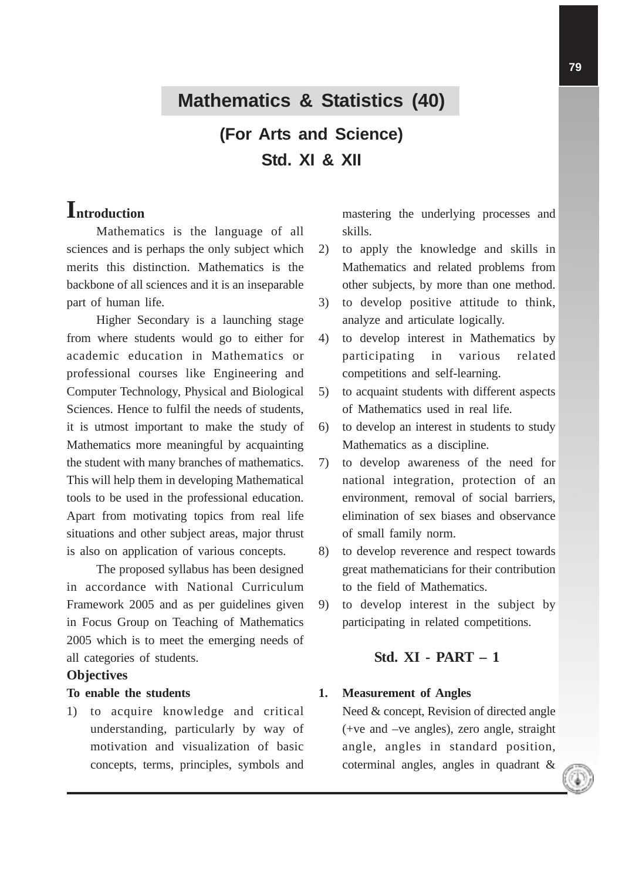# Mathematics & Statistics (40)

## (For Arts and Science)

## Std. XI & XII

### Introduction

Mathematics is the language of all sciences and is perhaps the only subject which merits this distinction. Mathematics is the backbone of all sciences and it is an inseparable part of human life.

Higher Secondary is a launching stage from where students would go to either for academic education in Mathematics or professional courses like Engineering and Computer Technology, Physical and Biological Sciences. Hence to fulfil the needs of students, it is utmost important to make the study of Mathematics more meaningful by acquainting the student with many branches of mathematics. This will help them in developing Mathematical tools to be used in the professional education. Apart from motivating topics from real life situations and other subject areas, major thrust is also on application of various concepts.

The proposed syllabus has been designed in accordance with National Curriculum Framework 2005 and as per guidelines given in Focus Group on Teaching of Mathematics 2005 which is to meet the emerging needs of all categories of students.

**Objectives**

**To enable the students**

1) to acquire knowledge and critical understanding, particularly by way of motivation and visualization of basic concepts, terms, principles, symbols and mastering the underlying processes and skills.
2) to apply the knowledge and skills in Mathematics and related problems from other subjects, by more than one method.
3) to develop positive attitude to think, analyze and articulate logically.
4) to develop interest in Mathematics by participating in various related competitions and self-learning.
5) to acquaint students with different aspects of Mathematics used in real life.
6) to develop an interest in students to study Mathematics as a discipline.
7) to develop awareness of the need for national integration, protection of an environment, removal of social barriers, elimination of sex biases and observance of small family norm.
8) to develop reverence and respect towards great mathematicians for their contribution to the field of Mathematics.
9) to develop interest in the subject by participating in related competitions.

### Std. XI - PART – 1

**1. Measurement of Angles**

Need & concept, Revision of directed angle (+ve and –ve angles), zero angle, straight angle, angles in standard position, coterminal angles, angles in quadrant &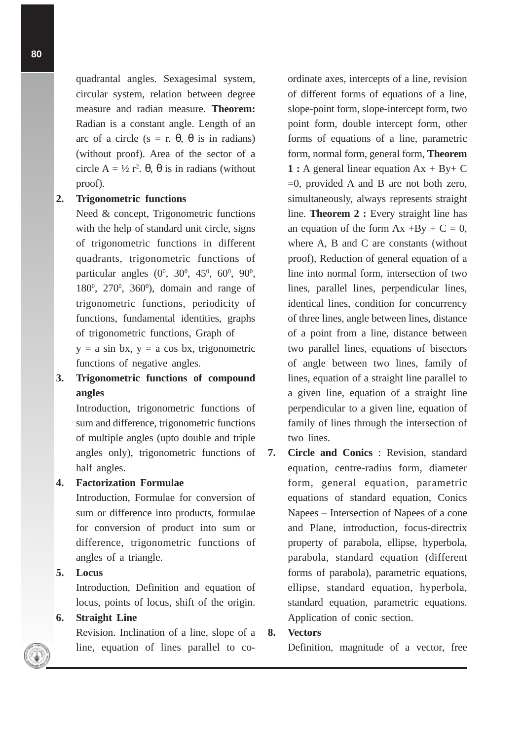quadrantal angles. Sexagesimal system, circular system, relation between degree measure and radian measure. **Theorem:** Radian is a constant angle. Length of an arc of a circle ($s = r.\ \theta$, $\theta$ is in radians) (without proof). Area of the sector of a circle $A = \frac{1}{2} r^2.\ \theta$, $\theta$ is in radians (without proof).

2. **Trigonometric functions**

   Need & concept, Trigonometric functions with the help of standard unit circle, signs of trigonometric functions in different quadrants, trigonometric functions of particular angles ($0^0$, $30^0$, $45^0$, $60^0$, $90^0$, $180^0$, $270^0$, $360^0$), domain and range of trigonometric functions, periodicity of functions, fundamental identities, graphs of trigonometric functions, Graph of $y = a \sin bx$, $y = a \cos bx$, trigonometric functions of negative angles.

3. **Trigonometric functions of compound angles**

   Introduction, trigonometric functions of sum and difference, trigonometric functions of multiple angles (upto double and triple angles only), trigonometric functions of half angles.

4. **Factorization Formulae**

   Introduction, Formulae for conversion of sum or difference into products, formulae for conversion of product into sum or difference, trigonometric functions of angles of a triangle.

5. **Locus**

   Introduction, Definition and equation of locus, points of locus, shift of the origin.

6. **Straight Line**

   Revision. Inclination of a line, slope of a line, equation of lines parallel to co-ordinate axes, intercepts of a line, revision of different forms of equations of a line, slope-point form, slope-intercept form, two point form, double intercept form, other forms of equations of a line, parametric form, normal form, general form, **Theorem 1 :** A general linear equation $Ax + By + C = 0$, provided A and B are not both zero, simultaneously, always represents straight line. **Theorem 2 :** Every straight line has an equation of the form $Ax + By + C = 0$, where A, B and C are constants (without proof), Reduction of general equation of a line into normal form, intersection of two lines, parallel lines, perpendicular lines, identical lines, condition for concurrency of three lines, angle between lines, distance of a point from a line, distance between two parallel lines, equations of bisectors of angle between two lines, family of lines, equation of a straight line parallel to a given line, equation of a straight line perpendicular to a given line, equation of family of lines through the intersection of two lines.

7. **Circle and Conics** : Revision, standard equation, centre-radius form, diameter form, general equation, parametric equations of standard equation, Conics Napees – Intersection of Napees of a cone and Plane, introduction, focus-directrix property of parabola, ellipse, hyperbola, parabola, standard equation (different forms of parabola), parametric equations, ellipse, standard equation, hyperbola, standard equation, parametric equations. Application of conic section.

8. **Vectors**

   Definition, magnitude of a vector, free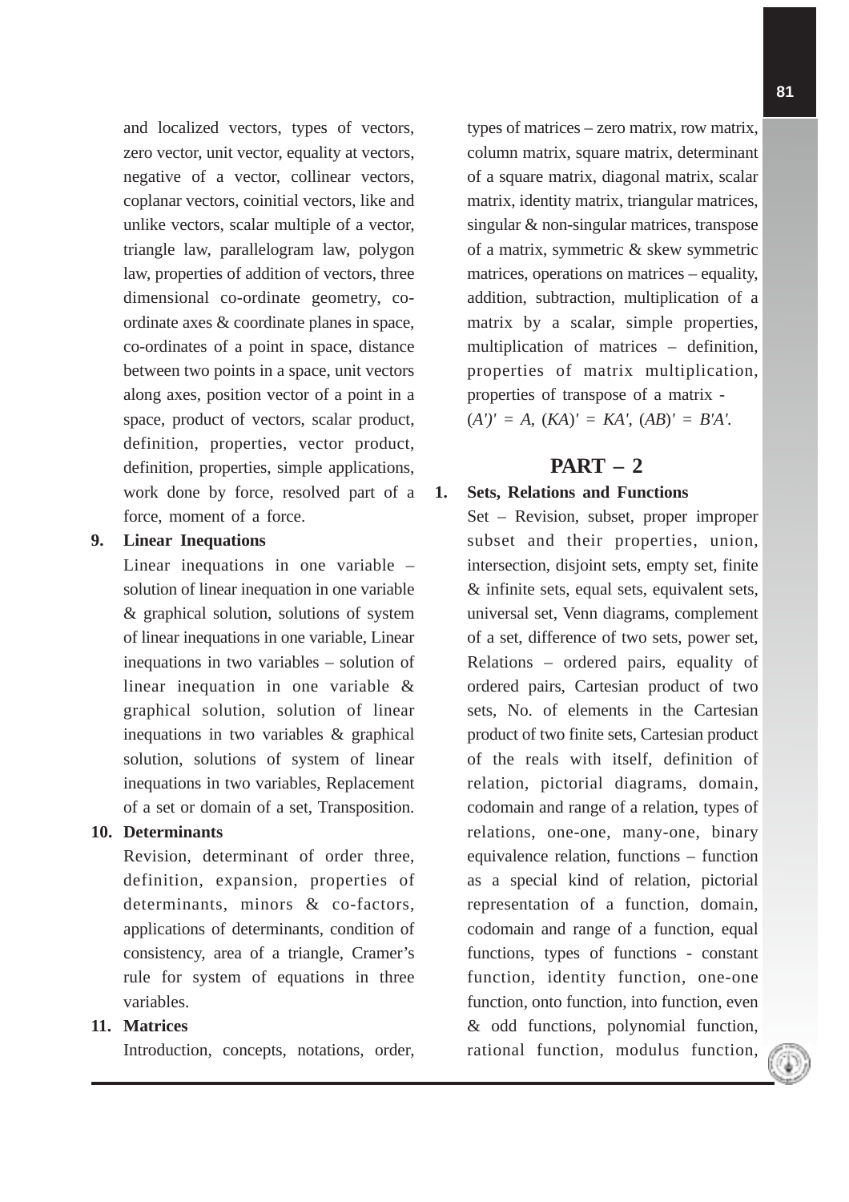and localized vectors, types of vectors, zero vector, unit vector, equality at vectors, negative of a vector, collinear vectors, coplanar vectors, coinitial vectors, like and unlike vectors, scalar multiple of a vector, triangle law, parallelogram law, polygon law, properties of addition of vectors, three dimensional co-ordinate geometry, co-ordinate axes & coordinate planes in space, co-ordinates of a point in space, distance between two points in a space, unit vectors along axes, position vector of a point in a space, product of vectors, scalar product, definition, properties, vector product, definition, properties, simple applications, work done by force, resolved part of a force, moment of a force.

**9. Linear Inequations**

Linear inequations in one variable – solution of linear inequation in one variable & graphical solution, solutions of system of linear inequations in one variable, Linear inequations in two variables – solution of linear inequation in one variable & graphical solution, solution of linear inequations in two variables & graphical solution, solutions of system of linear inequations in two variables, Replacement of a set or domain of a set, Transposition.

**10. Determinants**

Revision, determinant of order three, definition, expansion, properties of determinants, minors & co-factors, applications of determinants, condition of consistency, area of a triangle, Cramer's rule for system of equations in three variables.

**11. Matrices**

Introduction, concepts, notations, order, types of matrices – zero matrix, row matrix, column matrix, square matrix, determinant of a square matrix, diagonal matrix, scalar matrix, identity matrix, triangular matrices, singular & non-singular matrices, transpose of a matrix, symmetric & skew symmetric matrices, operations on matrices – equality, addition, subtraction, multiplication of a matrix by a scalar, simple properties, multiplication of matrices – definition, properties of matrix multiplication, properties of transpose of a matrix - $(A')' = A$, $(KA)' = KA'$, $(AB)' = B'A'$.

## PART – 2

**1. Sets, Relations and Functions**

Set – Revision, subset, proper improper subset and their properties, union, intersection, disjoint sets, empty set, finite & infinite sets, equal sets, equivalent sets, universal set, Venn diagrams, complement of a set, difference of two sets, power set, Relations – ordered pairs, equality of ordered pairs, Cartesian product of two sets, No. of elements in the Cartesian product of two finite sets, Cartesian product of the reals with itself, definition of relation, pictorial diagrams, domain, codomain and range of a relation, types of relations, one-one, many-one, binary equivalence relation, functions – function as a special kind of relation, pictorial representation of a function, domain, codomain and range of a function, equal functions, types of functions - constant function, identity function, one-one function, onto function, into function, even & odd functions, polynomial function, rational function, modulus function,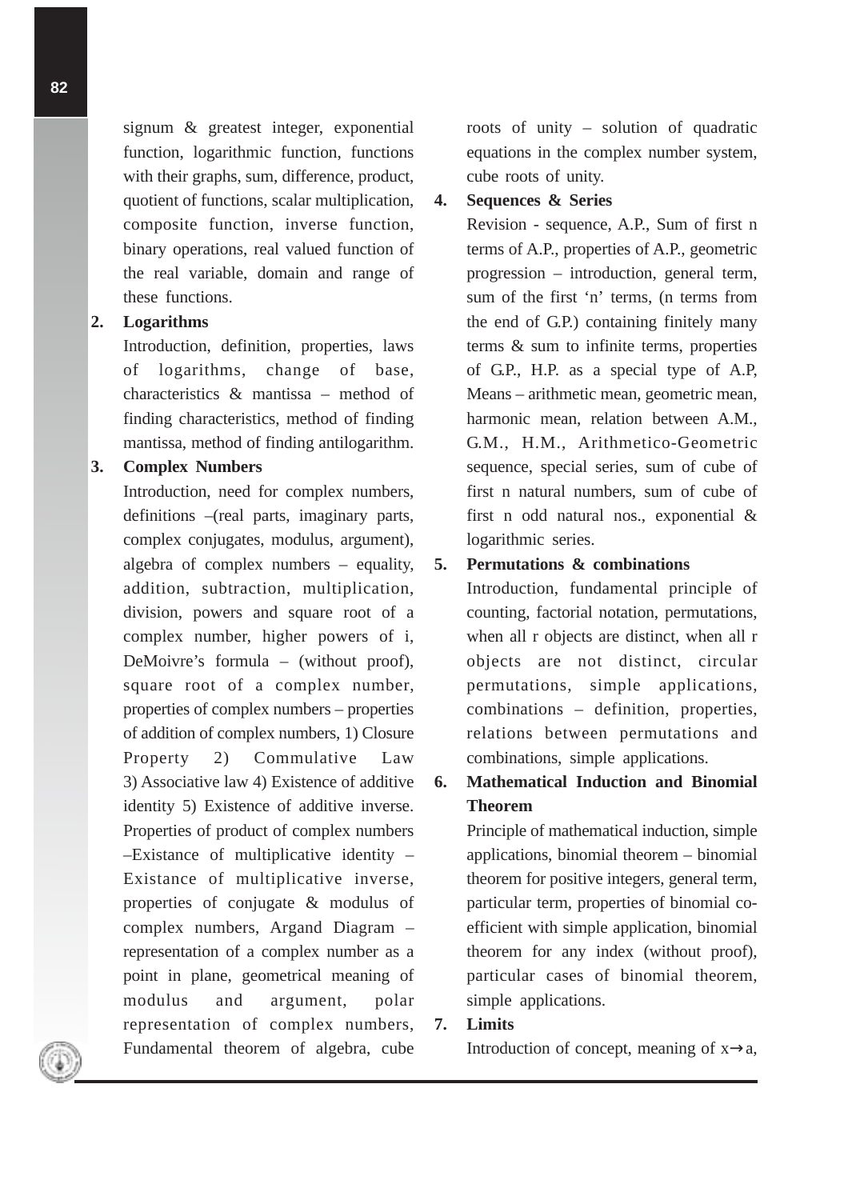signum & greatest integer, exponential function, logarithmic function, functions with their graphs, sum, difference, product, quotient of functions, scalar multiplication, composite function, inverse function, binary operations, real valued function of the real variable, domain and range of these functions.

**2. Logarithms**

Introduction, definition, properties, laws of logarithms, change of base, characteristics & mantissa – method of finding characteristics, method of finding mantissa, method of finding antilogarithm.

**3. Complex Numbers**

Introduction, need for complex numbers, definitions –(real parts, imaginary parts, complex conjugates, modulus, argument), algebra of complex numbers – equality, addition, subtraction, multiplication, division, powers and square root of a complex number, higher powers of i, DeMoivre's formula – (without proof), square root of a complex number, properties of complex numbers – properties of addition of complex numbers, 1) Closure Property 2) Commulative Law 3) Associative law 4) Existence of additive identity 5) Existence of additive inverse. Properties of product of complex numbers –Existance of multiplicative identity – Existance of multiplicative inverse, properties of conjugate & modulus of complex numbers, Argand Diagram – representation of a complex number as a point in plane, geometrical meaning of modulus and argument, polar representation of complex numbers, Fundamental theorem of algebra, cube roots of unity – solution of quadratic equations in the complex number system, cube roots of unity.

**4. Sequences & Series**

Revision - sequence, A.P., Sum of first n terms of A.P., properties of A.P., geometric progression – introduction, general term, sum of the first 'n' terms, (n terms from the end of G.P.) containing finitely many terms & sum to infinite terms, properties of G.P., H.P. as a special type of A.P, Means – arithmetic mean, geometric mean, harmonic mean, relation between A.M., G.M., H.M., Arithmetico-Geometric sequence, special series, sum of cube of first n natural numbers, sum of cube of first n odd natural nos., exponential & logarithmic series.

**5. Permutations & combinations**

Introduction, fundamental principle of counting, factorial notation, permutations, when all r objects are distinct, when all r objects are not distinct, circular permutations, simple applications, combinations – definition, properties, relations between permutations and combinations, simple applications.

**6. Mathematical Induction and Binomial Theorem**

Principle of mathematical induction, simple applications, binomial theorem – binomial theorem for positive integers, general term, particular term, properties of binomial co-efficient with simple application, binomial theorem for any index (without proof), particular cases of binomial theorem, simple applications.

**7. Limits**

Introduction of concept, meaning of $x \to a$,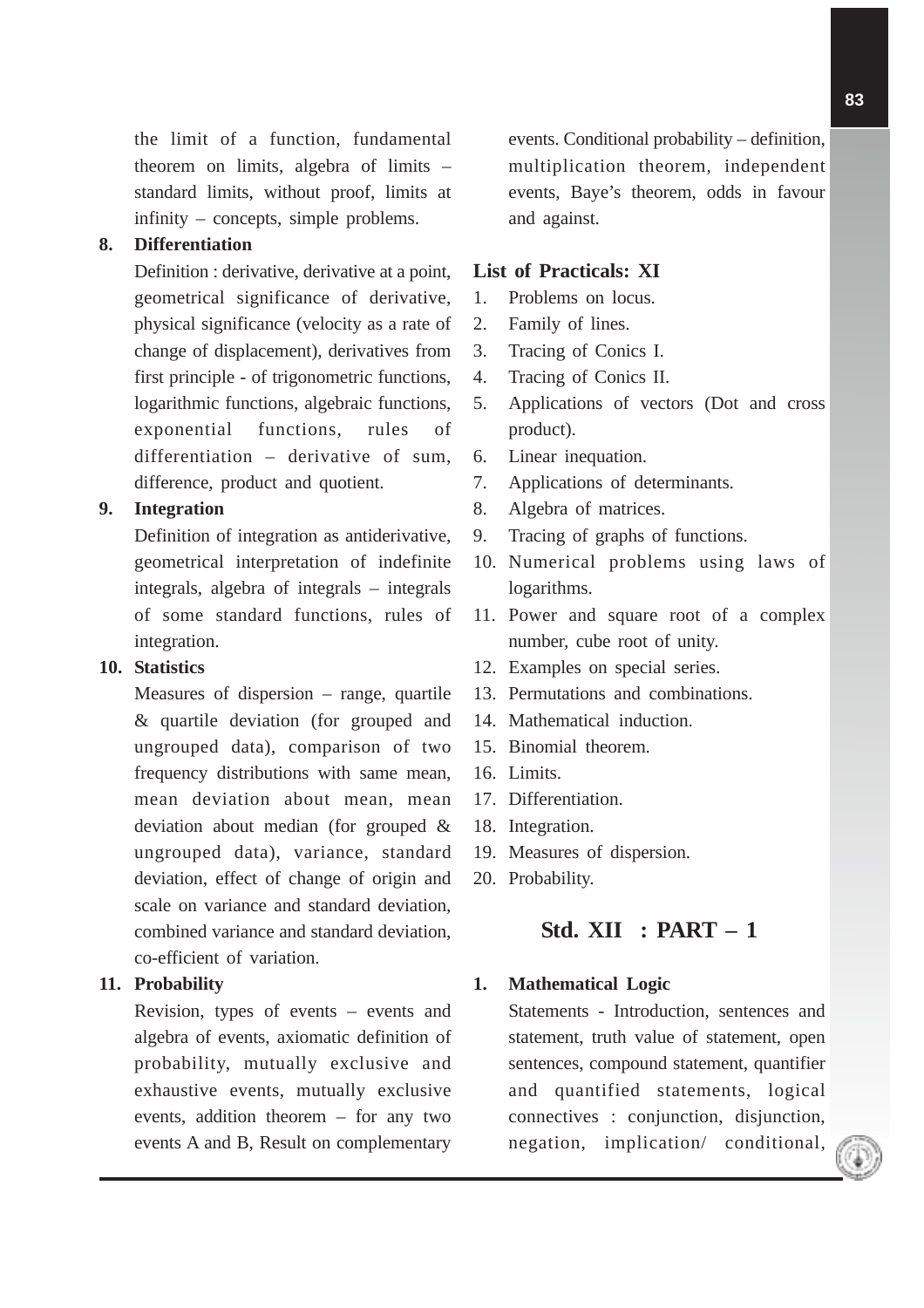the limit of a function, fundamental theorem on limits, algebra of limits – standard limits, without proof, limits at infinity – concepts, simple problems.

**8. Differentiation**

Definition : derivative, derivative at a point, geometrical significance of derivative, physical significance (velocity as a rate of change of displacement), derivatives from first principle - of trigonometric functions, logarithmic functions, algebraic functions, exponential functions, rules of differentiation – derivative of sum, difference, product and quotient.

**9. Integration**

Definition of integration as antiderivative, geometrical interpretation of indefinite integrals, algebra of integrals – integrals of some standard functions, rules of integration.

**10. Statistics**

Measures of dispersion – range, quartile & quartile deviation (for grouped and ungrouped data), comparison of two frequency distributions with same mean, mean deviation about mean, mean deviation about median (for grouped & ungrouped data), variance, standard deviation, effect of change of origin and scale on variance and standard deviation, combined variance and standard deviation, co-efficient of variation.

**11. Probability**

Revision, types of events – events and algebra of events, axiomatic definition of probability, mutually exclusive and exhaustive events, mutually exclusive events, addition theorem – for any two events A and B, Result on complementary events. Conditional probability – definition, multiplication theorem, independent events, Baye's theorem, odds in favour and against.

### List of Practicals: XI

1. Problems on locus.
2. Family of lines.
3. Tracing of Conics I.
4. Tracing of Conics II.
5. Applications of vectors (Dot and cross product).
6. Linear inequation.
7. Applications of determinants.
8. Algebra of matrices.
9. Tracing of graphs of functions.
10. Numerical problems using laws of logarithms.
11. Power and square root of a complex number, cube root of unity.
12. Examples on special series.
13. Permutations and combinations.
14. Mathematical induction.
15. Binomial theorem.
16. Limits.
17. Differentiation.
18. Integration.
19. Measures of dispersion.
20. Probability.

## Std. XII : PART – 1

**1. Mathematical Logic**

Statements - Introduction, sentences and statement, truth value of statement, open sentences, compound statement, quantifier and quantified statements, logical connectives : conjunction, disjunction, negation, implication/ conditional,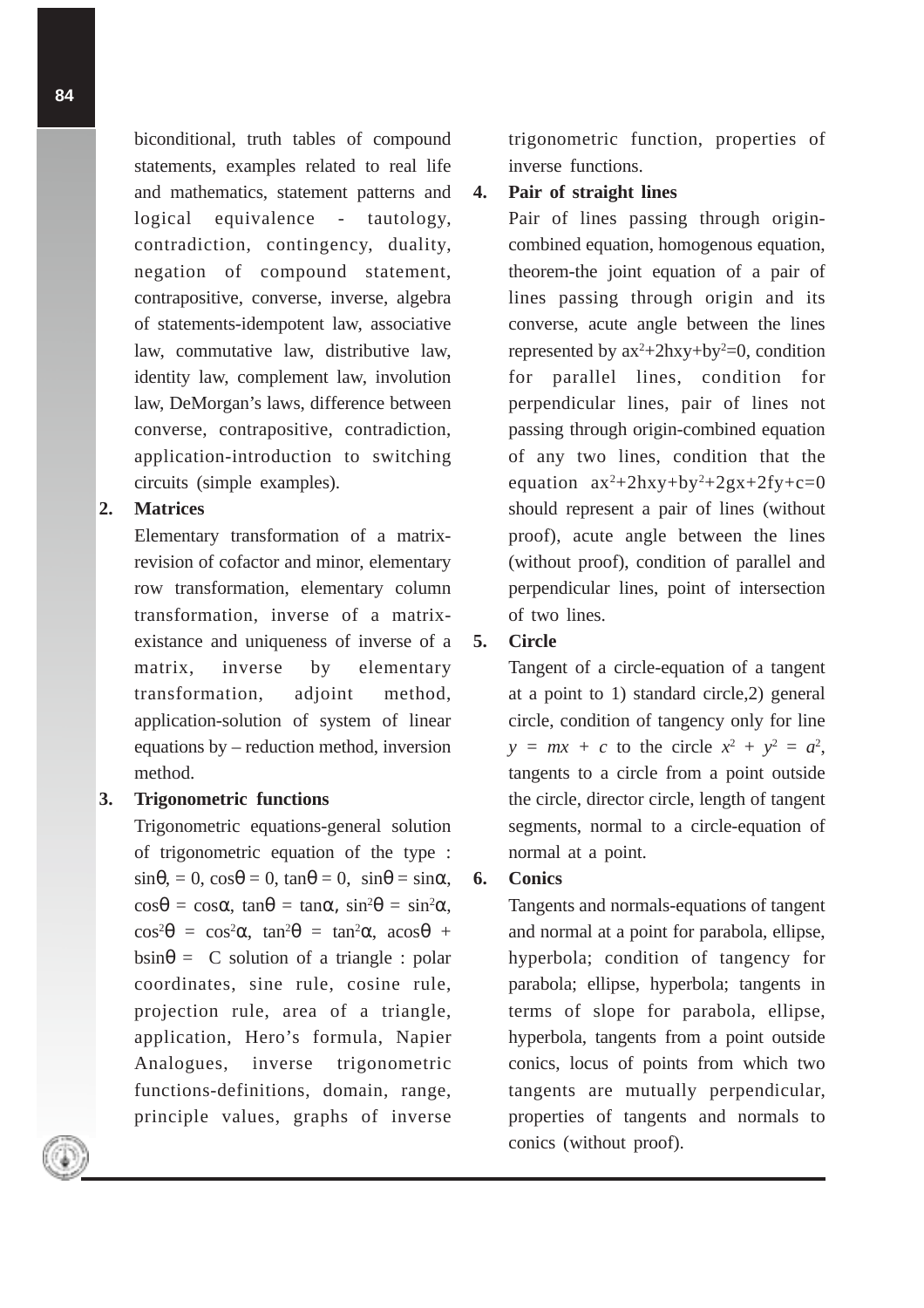biconditional, truth tables of compound statements, examples related to real life and mathematics, statement patterns and logical equivalence - tautology, contradiction, contingency, duality, negation of compound statement, contrapositive, converse, inverse, algebra of statements-idempotent law, associative law, commutative law, distributive law, identity law, complement law, involution law, DeMorgan's laws, difference between converse, contrapositive, contradiction, application-introduction to switching circuits (simple examples).

2. **Matrices**

   Elementary transformation of a matrix-revision of cofactor and minor, elementary row transformation, elementary column transformation, inverse of a matrix-existance and uniqueness of inverse of a matrix, inverse by elementary transformation, adjoint method, application-solution of system of linear equations by – reduction method, inversion method.

3. **Trigonometric functions**

   Trigonometric equations-general solution of trigonometric equation of the type : $\sin\theta = 0$, $\cos\theta = 0$, $\tan\theta = 0$, $\sin\theta = \sin\alpha$, $\cos\theta = \cos\alpha$, $\tan\theta = \tan\alpha$, $\sin^2\theta = \sin^2\alpha$, $\cos^2\theta = \cos^2\alpha$, $\tan^2\theta = \tan^2\alpha$, $a\cos\theta + b\sin\theta = C$ solution of a triangle : polar coordinates, sine rule, cosine rule, projection rule, area of a triangle, application, Hero's formula, Napier Analogues, inverse trigonometric functions-definitions, domain, range, principle values, graphs of inverse trigonometric function, properties of inverse functions.

4. **Pair of straight lines**

   Pair of lines passing through origin-combined equation, homogenous equation, theorem-the joint equation of a pair of lines passing through origin and its converse, acute angle between the lines represented by $ax^2+2hxy+by^2=0$, condition for parallel lines, condition for perpendicular lines, pair of lines not passing through origin-combined equation of any two lines, condition that the equation $ax^2+2hxy+by^2+2gx+2fy+c=0$ should represent a pair of lines (without proof), acute angle between the lines (without proof), condition of parallel and perpendicular lines, point of intersection of two lines.

5. **Circle**

   Tangent of a circle-equation of a tangent at a point to 1) standard circle,2) general circle, condition of tangency only for line $y = mx + c$ to the circle $x^2 + y^2 = a^2$, tangents to a circle from a point outside the circle, director circle, length of tangent segments, normal to a circle-equation of normal at a point.

6. **Conics**

   Tangents and normals-equations of tangent and normal at a point for parabola, ellipse, hyperbola; condition of tangency for parabola; ellipse, hyperbola; tangents in terms of slope for parabola, ellipse, hyperbola, tangents from a point outside conics, locus of points from which two tangents are mutually perpendicular, properties of tangents and normals to conics (without proof).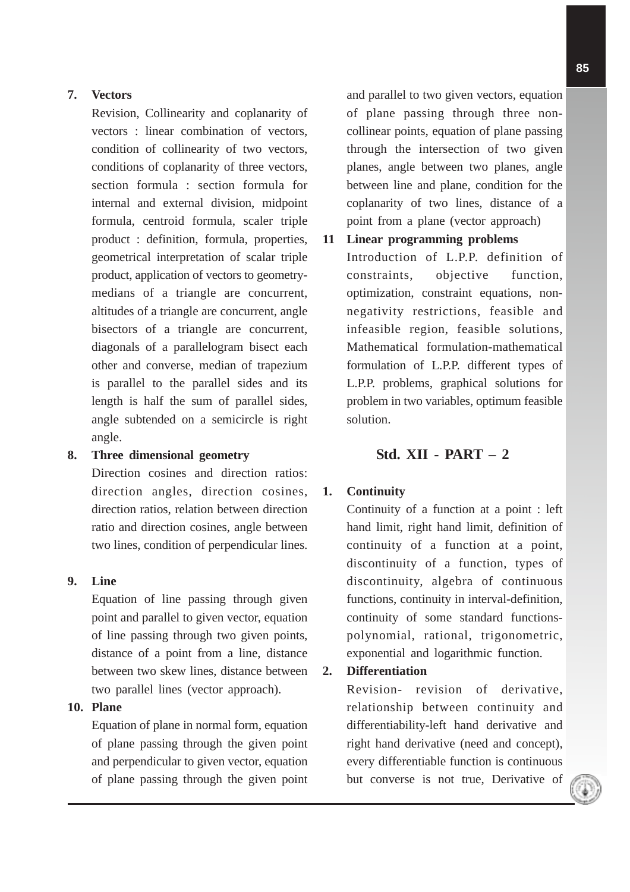**7. Vectors**

Revision, Collinearity and coplanarity of vectors : linear combination of vectors, condition of collinearity of two vectors, conditions of coplanarity of three vectors, section formula : section formula for internal and external division, midpoint formula, centroid formula, scaler triple product : definition, formula, properties, geometrical interpretation of scalar triple product, application of vectors to geometry-medians of a triangle are concurrent, altitudes of a triangle are concurrent, angle bisectors of a triangle are concurrent, diagonals of a parallelogram bisect each other and converse, median of trapezium is parallel to the parallel sides and its length is half the sum of parallel sides, angle subtended on a semicircle is right angle.

**8. Three dimensional geometry**

Direction cosines and direction ratios: direction angles, direction cosines, direction ratios, relation between direction ratio and direction cosines, angle between two lines, condition of perpendicular lines.

**9. Line**

Equation of line passing through given point and parallel to given vector, equation of line passing through two given points, distance of a point from a line, distance between two skew lines, distance between two parallel lines (vector approach).

**10. Plane**

Equation of plane in normal form, equation of plane passing through the given point and perpendicular to given vector, equation of plane passing through the given point and parallel to two given vectors, equation of plane passing through three non-collinear points, equation of plane passing through the intersection of two given planes, angle between two planes, angle between line and plane, condition for the coplanarity of two lines, distance of a point from a plane (vector approach)

**11 Linear programming problems**

Introduction of L.P.P. definition of constraints, objective function, optimization, constraint equations, non-negativity restrictions, feasible and infeasible region, feasible solutions, Mathematical formulation-mathematical formulation of L.P.P. different types of L.P.P. problems, graphical solutions for problem in two variables, optimum feasible solution.

## Std. XII - PART – 2

**1. Continuity**

Continuity of a function at a point : left hand limit, right hand limit, definition of continuity of a function at a point, discontinuity of a function, types of discontinuity, algebra of continuous functions, continuity in interval-definition, continuity of some standard functions-polynomial, rational, trigonometric, exponential and logarithmic function.

**2. Differentiation**

Revision- revision of derivative, relationship between continuity and differentiability-left hand derivative and right hand derivative (need and concept), every differentiable function is continuous but converse is not true, Derivative of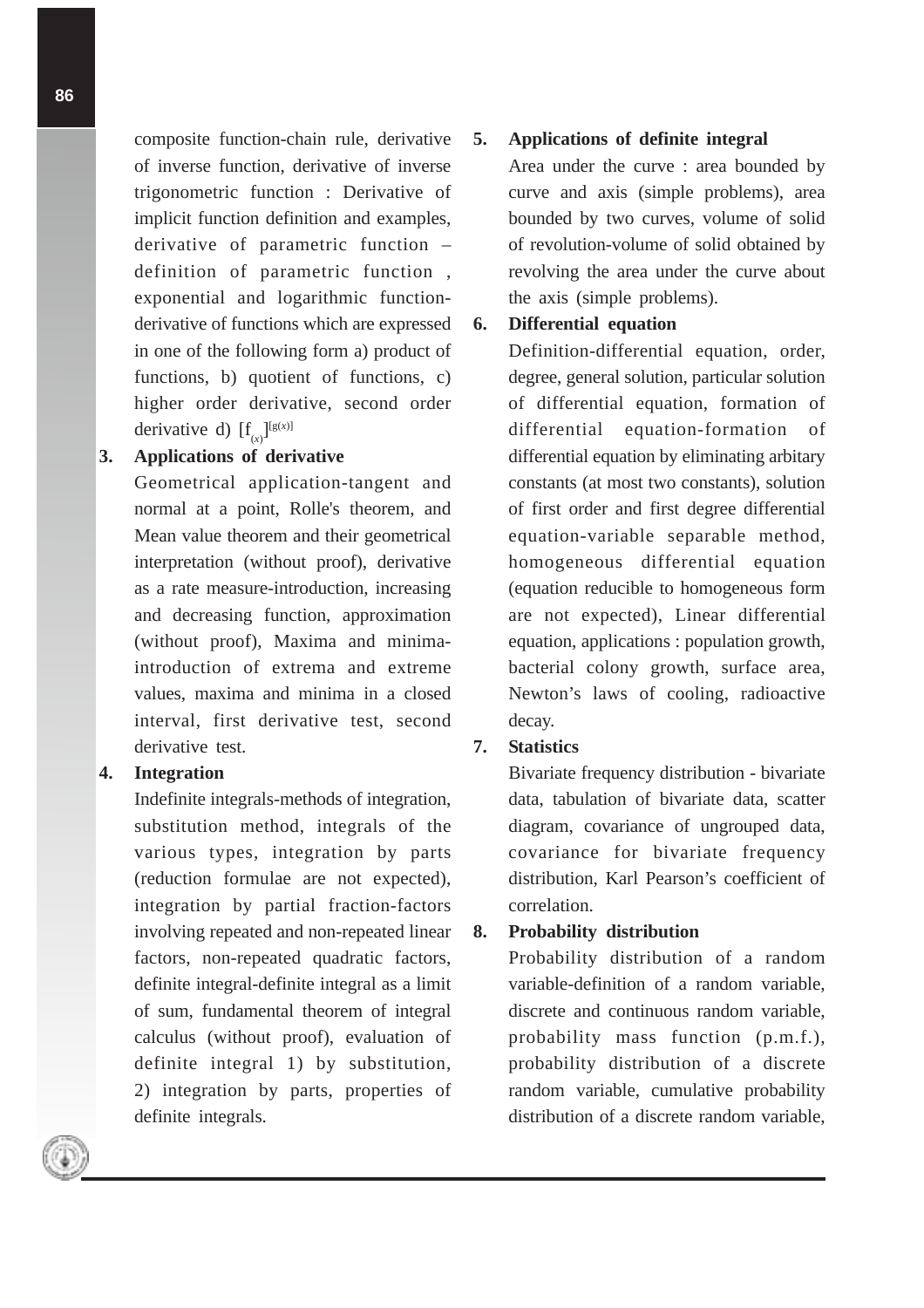composite function-chain rule, derivative of inverse function, derivative of inverse trigonometric function : Derivative of implicit function definition and examples, derivative of parametric function – definition of parametric function , exponential and logarithmic function-derivative of functions which are expressed in one of the following form a) product of functions, b) quotient of functions, c) higher order derivative, second order derivative d) $[f_{(x)}]^{[g(x)]}$

**3. Applications of derivative**

Geometrical application-tangent and normal at a point, Rolle's theorem, and Mean value theorem and their geometrical interpretation (without proof), derivative as a rate measure-introduction, increasing and decreasing function, approximation (without proof), Maxima and minima-introduction of extrema and extreme values, maxima and minima in a closed interval, first derivative test, second derivative test.

**4. Integration**

Indefinite integrals-methods of integration, substitution method, integrals of the various types, integration by parts (reduction formulae are not expected), integration by partial fraction-factors involving repeated and non-repeated linear factors, non-repeated quadratic factors, definite integral-definite integral as a limit of sum, fundamental theorem of integral calculus (without proof), evaluation of definite integral 1) by substitution, 2) integration by parts, properties of definite integrals.

**5. Applications of definite integral**

Area under the curve : area bounded by curve and axis (simple problems), area bounded by two curves, volume of solid of revolution-volume of solid obtained by revolving the area under the curve about the axis (simple problems).

**6. Differential equation**

Definition-differential equation, order, degree, general solution, particular solution of differential equation, formation of differential equation-formation of differential equation by eliminating arbitary constants (at most two constants), solution of first order and first degree differential equation-variable separable method, homogeneous differential equation (equation reducible to homogeneous form are not expected), Linear differential equation, applications : population growth, bacterial colony growth, surface area, Newton's laws of cooling, radioactive decay.

**7. Statistics**

Bivariate frequency distribution - bivariate data, tabulation of bivariate data, scatter diagram, covariance of ungrouped data, covariance for bivariate frequency distribution, Karl Pearson's coefficient of correlation.

**8. Probability distribution**

Probability distribution of a random variable-definition of a random variable, discrete and continuous random variable, probability mass function (p.m.f.), probability distribution of a discrete random variable, cumulative probability distribution of a discrete random variable,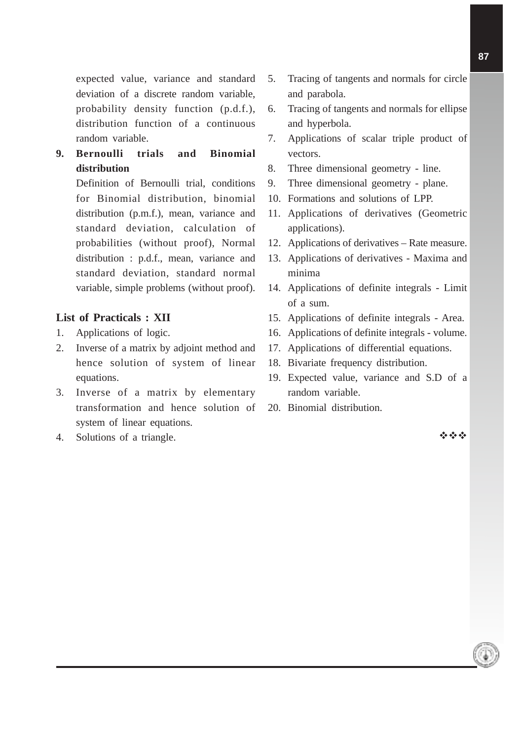expected value, variance and standard deviation of a discrete random variable, probability density function (p.d.f.), distribution function of a continuous random variable.

9. **Bernoulli trials and Binomial distribution**

   Definition of Bernoulli trial, conditions for Binomial distribution, binomial distribution (p.m.f.), mean, variance and standard deviation, calculation of probabilities (without proof), Normal distribution : p.d.f., mean, variance and standard deviation, standard normal variable, simple problems (without proof).

### List of Practicals : XII

1. Applications of logic.
2. Inverse of a matrix by adjoint method and hence solution of system of linear equations.
3. Inverse of a matrix by elementary transformation and hence solution of system of linear equations.
4. Solutions of a triangle.
5. Tracing of tangents and normals for circle and parabola.
6. Tracing of tangents and normals for ellipse and hyperbola.
7. Applications of scalar triple product of vectors.
8. Three dimensional geometry - line.
9. Three dimensional geometry - plane.
10. Formations and solutions of LPP.
11. Applications of derivatives (Geometric applications).
12. Applications of derivatives – Rate measure.
13. Applications of derivatives - Maxima and minima
14. Applications of definite integrals - Limit of a sum.
15. Applications of definite integrals - Area.
16. Applications of definite integrals - volume.
17. Applications of differential equations.
18. Bivariate frequency distribution.
19. Expected value, variance and S.D of a random variable.
20. Binomial distribution.

❖❖❖